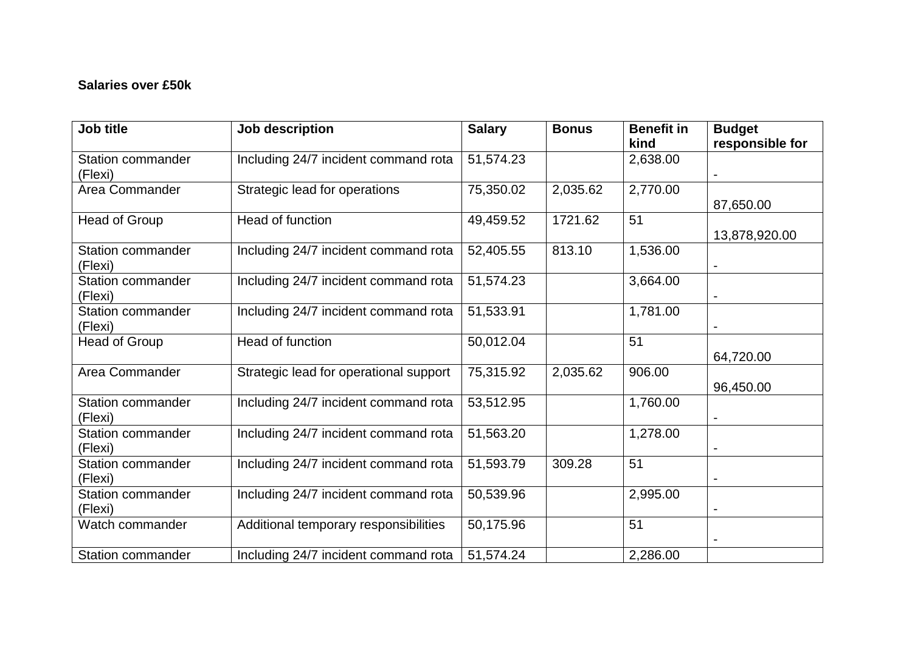**Salaries over £50k**

| Job title | Job description | Salary | Bonus | Benefit in kind | Budget responsible for |
|---|---|---|---|---|---|
| Station commander (Flexi) | Including 24/7 incident command rota | 51,574.23 | | 2,638.00 | - |
| Area Commander | Strategic lead for operations | 75,350.02 | 2,035.62 | 2,770.00 | 87,650.00 |
| Head of Group | Head of function | 49,459.52 | 1721.62 | 51 | 13,878,920.00 |
| Station commander (Flexi) | Including 24/7 incident command rota | 52,405.55 | 813.10 | 1,536.00 | - |
| Station commander (Flexi) | Including 24/7 incident command rota | 51,574.23 | | 3,664.00 | - |
| Station commander (Flexi) | Including 24/7 incident command rota | 51,533.91 | | 1,781.00 | - |
| Head of Group | Head of function | 50,012.04 | | 51 | 64,720.00 |
| Area Commander | Strategic lead for operational support | 75,315.92 | 2,035.62 | 906.00 | 96,450.00 |
| Station commander (Flexi) | Including 24/7 incident command rota | 53,512.95 | | 1,760.00 | - |
| Station commander (Flexi) | Including 24/7 incident command rota | 51,563.20 | | 1,278.00 | - |
| Station commander (Flexi) | Including 24/7 incident command rota | 51,593.79 | 309.28 | 51 | - |
| Station commander (Flexi) | Including 24/7 incident command rota | 50,539.96 | | 2,995.00 | - |
| Watch commander | Additional temporary responsibilities | 50,175.96 | | 51 | - |
| Station commander | Including 24/7 incident command rota | 51,574.24 | | 2,286.00 | |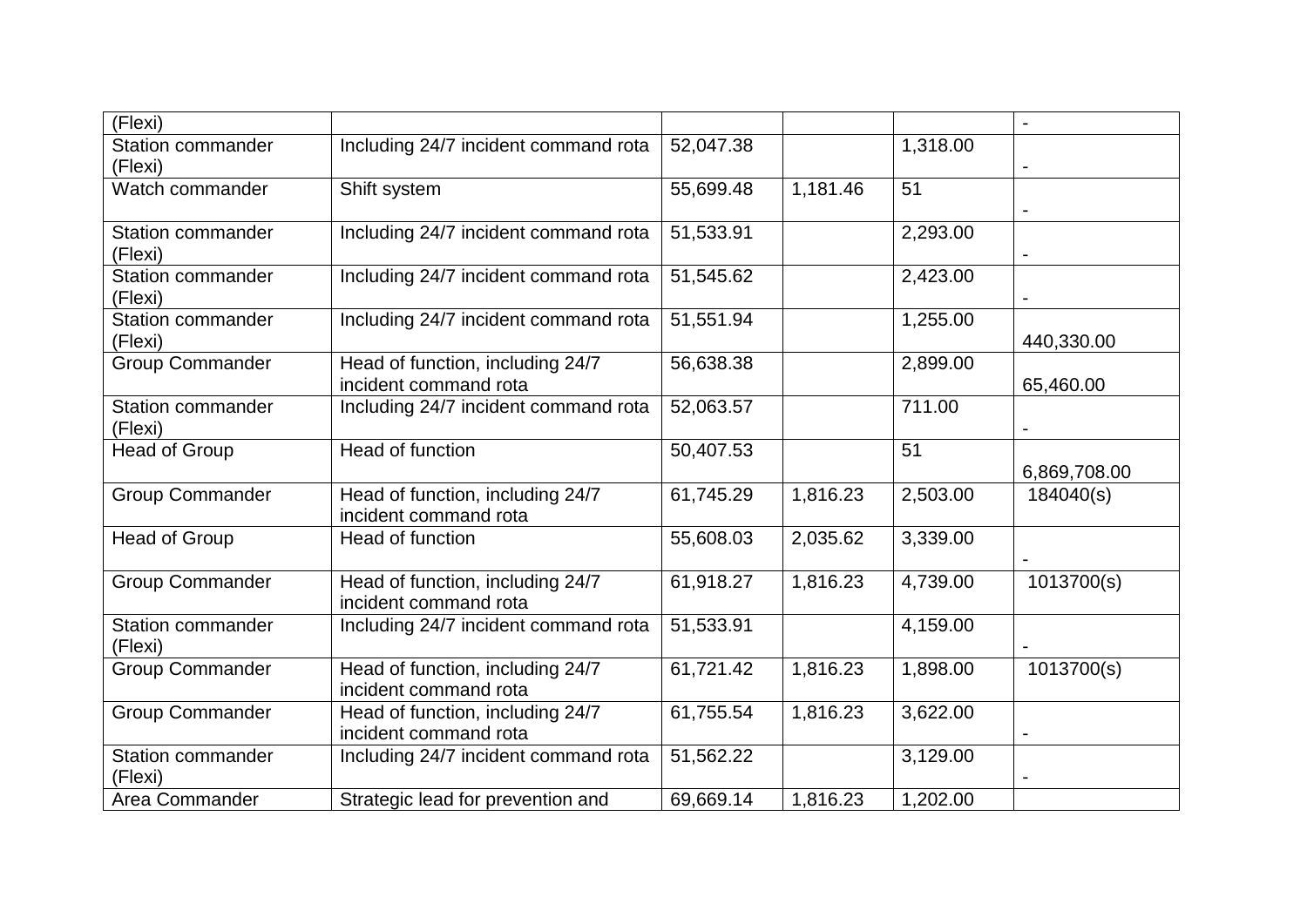| (Flexi) | | | | | - |
|---|---|---|---|---|---|
| Station commander (Flexi) | Including 24/7 incident command rota | 52,047.38 | | 1,318.00 | - |
| Watch commander | Shift system | 55,699.48 | 1,181.46 | 51 | - |
| Station commander (Flexi) | Including 24/7 incident command rota | 51,533.91 | | 2,293.00 | - |
| Station commander (Flexi) | Including 24/7 incident command rota | 51,545.62 | | 2,423.00 | - |
| Station commander (Flexi) | Including 24/7 incident command rota | 51,551.94 | | 1,255.00 | 440,330.00 |
| Group Commander | Head of function, including 24/7 incident command rota | 56,638.38 | | 2,899.00 | 65,460.00 |
| Station commander (Flexi) | Including 24/7 incident command rota | 52,063.57 | | 711.00 | - |
| Head of Group | Head of function | 50,407.53 | | 51 | 6,869,708.00 |
| Group Commander | Head of function, including 24/7 incident command rota | 61,745.29 | 1,816.23 | 2,503.00 | 184040(s) |
| Head of Group | Head of function | 55,608.03 | 2,035.62 | 3,339.00 | - |
| Group Commander | Head of function, including 24/7 incident command rota | 61,918.27 | 1,816.23 | 4,739.00 | 1013700(s) |
| Station commander (Flexi) | Including 24/7 incident command rota | 51,533.91 | | 4,159.00 | - |
| Group Commander | Head of function, including 24/7 incident command rota | 61,721.42 | 1,816.23 | 1,898.00 | 1013700(s) |
| Group Commander | Head of function, including 24/7 incident command rota | 61,755.54 | 1,816.23 | 3,622.00 | - |
| Station commander (Flexi) | Including 24/7 incident command rota | 51,562.22 | | 3,129.00 | - |
| Area Commander | Strategic lead for prevention and | 69,669.14 | 1,816.23 | 1,202.00 | |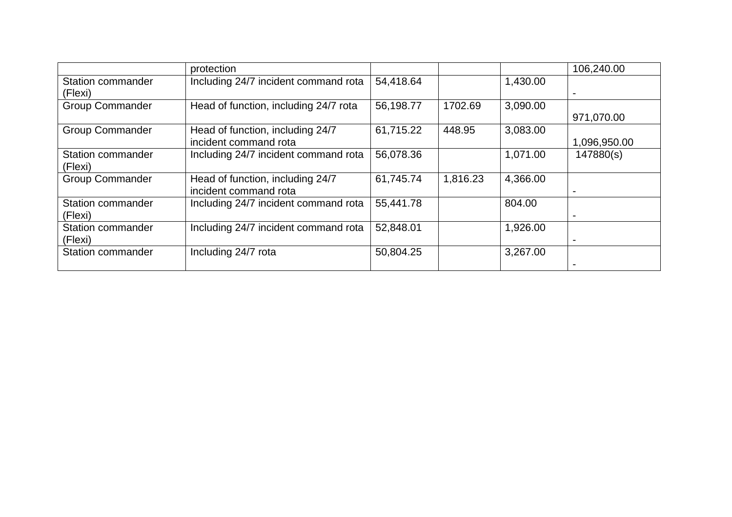| | | | | | |
|---|---|---|---|---|---|
| | protection | | | | 106,240.00 |
| Station commander (Flexi) | Including 24/7 incident command rota | 54,418.64 | | 1,430.00 | - |
| Group Commander | Head of function, including 24/7 rota | 56,198.77 | 1702.69 | 3,090.00 | 971,070.00 |
| Group Commander | Head of function, including 24/7 incident command rota | 61,715.22 | 448.95 | 3,083.00 | 1,096,950.00 |
| Station commander (Flexi) | Including 24/7 incident command rota | 56,078.36 | | 1,071.00 | 147880(s) |
| Group Commander | Head of function, including 24/7 incident command rota | 61,745.74 | 1,816.23 | 4,366.00 | - |
| Station commander (Flexi) | Including 24/7 incident command rota | 55,441.78 | | 804.00 | - |
| Station commander (Flexi) | Including 24/7 incident command rota | 52,848.01 | | 1,926.00 | - |
| Station commander | Including 24/7 rota | 50,804.25 | | 3,267.00 | - |